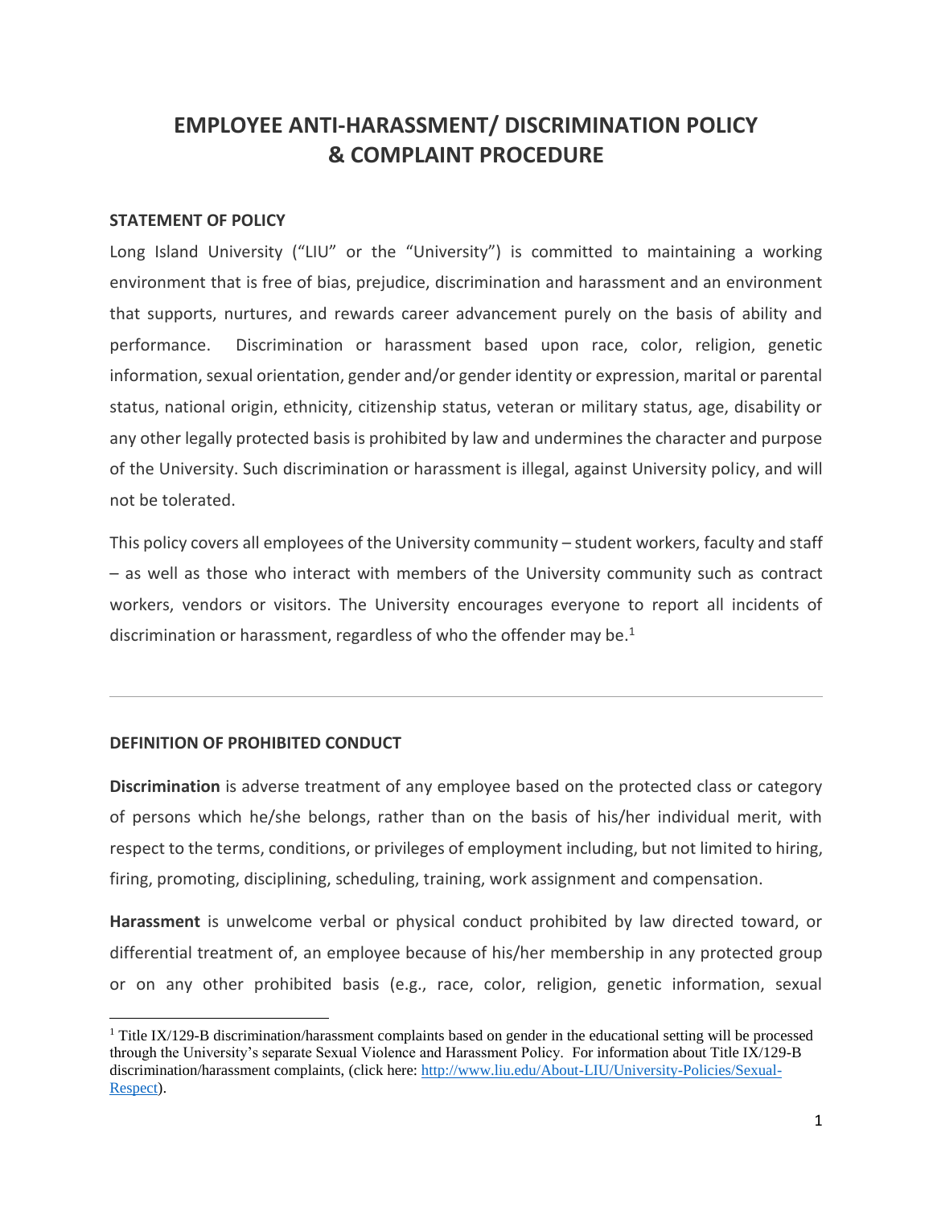# EMPLOYEE ANTI-HARASSMENT/ DISCRIMINATION POLICY & COMPLAINT PROCEDURE

**STATEMENT OF POLICY**

Long Island University ("LIU" or the "University") is committed to maintaining a working environment that is free of bias, prejudice, discrimination and harassment and an environment that supports, nurtures, and rewards career advancement purely on the basis of ability and performance. Discrimination or harassment based upon race, color, religion, genetic information, sexual orientation, gender and/or gender identity or expression, marital or parental status, national origin, ethnicity, citizenship status, veteran or military status, age, disability or any other legally protected basis is prohibited by law and undermines the character and purpose of the University. Such discrimination or harassment is illegal, against University policy, and will not be tolerated.

This policy covers all employees of the University community – student workers, faculty and staff – as well as those who interact with members of the University community such as contract workers, vendors or visitors. The University encourages everyone to report all incidents of discrimination or harassment, regardless of who the offender may be.[1]

---

**DEFINITION OF PROHIBITED CONDUCT**

**Discrimination** is adverse treatment of any employee based on the protected class or category of persons which he/she belongs, rather than on the basis of his/her individual merit, with respect to the terms, conditions, or privileges of employment including, but not limited to hiring, firing, promoting, disciplining, scheduling, training, work assignment and compensation.

**Harassment** is unwelcome verbal or physical conduct prohibited by law directed toward, or differential treatment of, an employee because of his/her membership in any protected group or on any other prohibited basis (e.g., race, color, religion, genetic information, sexual

---

[1] Title IX/129-B discrimination/harassment complaints based on gender in the educational setting will be processed through the University's separate Sexual Violence and Harassment Policy. For information about Title IX/129-B discrimination/harassment complaints, (click here: http://www.liu.edu/About-LIU/University-Policies/Sexual-Respect).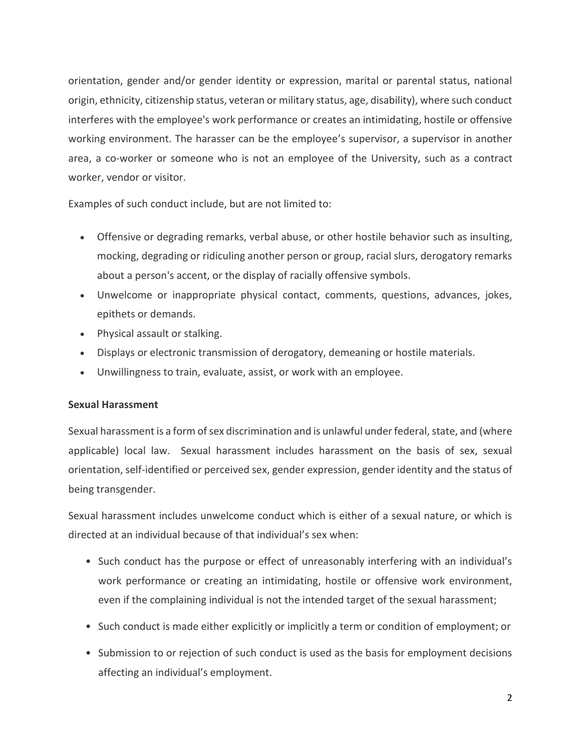orientation, gender and/or gender identity or expression, marital or parental status, national origin, ethnicity, citizenship status, veteran or military status, age, disability), where such conduct interferes with the employee's work performance or creates an intimidating, hostile or offensive working environment. The harasser can be the employee's supervisor, a supervisor in another area, a co-worker or someone who is not an employee of the University, such as a contract worker, vendor or visitor.

Examples of such conduct include, but are not limited to:

- Offensive or degrading remarks, verbal abuse, or other hostile behavior such as insulting, mocking, degrading or ridiculing another person or group, racial slurs, derogatory remarks about a person's accent, or the display of racially offensive symbols.
- Unwelcome or inappropriate physical contact, comments, questions, advances, jokes, epithets or demands.
- Physical assault or stalking.
- Displays or electronic transmission of derogatory, demeaning or hostile materials.
- Unwillingness to train, evaluate, assist, or work with an employee.

**Sexual Harassment**

Sexual harassment is a form of sex discrimination and is unlawful under federal, state, and (where applicable) local law. Sexual harassment includes harassment on the basis of sex, sexual orientation, self-identified or perceived sex, gender expression, gender identity and the status of being transgender.

Sexual harassment includes unwelcome conduct which is either of a sexual nature, or which is directed at an individual because of that individual's sex when:

- Such conduct has the purpose or effect of unreasonably interfering with an individual's work performance or creating an intimidating, hostile or offensive work environment, even if the complaining individual is not the intended target of the sexual harassment;
- Such conduct is made either explicitly or implicitly a term or condition of employment; or
- Submission to or rejection of such conduct is used as the basis for employment decisions affecting an individual's employment.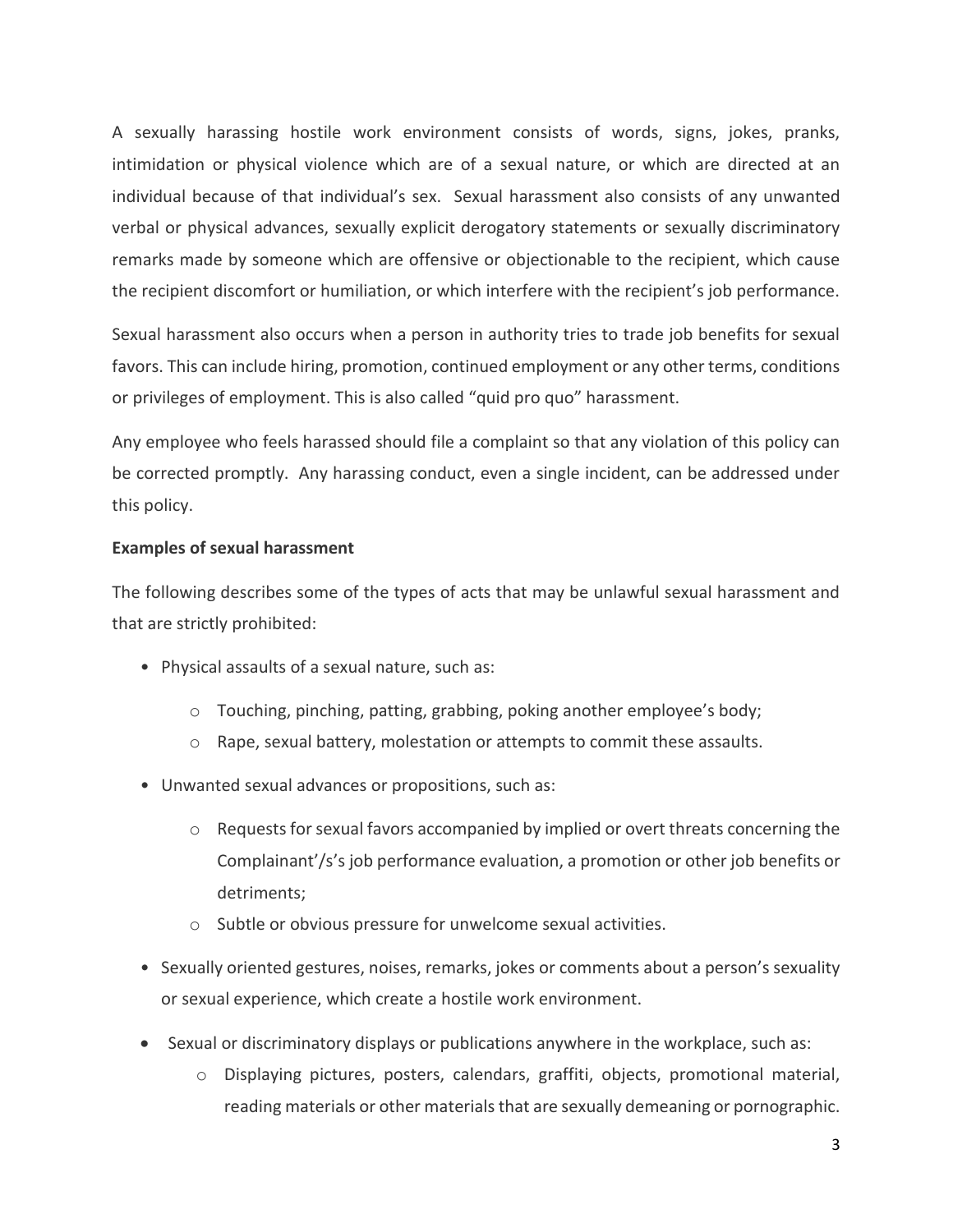A sexually harassing hostile work environment consists of words, signs, jokes, pranks, intimidation or physical violence which are of a sexual nature, or which are directed at an individual because of that individual's sex. Sexual harassment also consists of any unwanted verbal or physical advances, sexually explicit derogatory statements or sexually discriminatory remarks made by someone which are offensive or objectionable to the recipient, which cause the recipient discomfort or humiliation, or which interfere with the recipient's job performance.

Sexual harassment also occurs when a person in authority tries to trade job benefits for sexual favors. This can include hiring, promotion, continued employment or any other terms, conditions or privileges of employment. This is also called "quid pro quo" harassment.

Any employee who feels harassed should file a complaint so that any violation of this policy can be corrected promptly. Any harassing conduct, even a single incident, can be addressed under this policy.

**Examples of sexual harassment**

The following describes some of the types of acts that may be unlawful sexual harassment and that are strictly prohibited:

- Physical assaults of a sexual nature, such as:
  - Touching, pinching, patting, grabbing, poking another employee's body;
  - Rape, sexual battery, molestation or attempts to commit these assaults.
- Unwanted sexual advances or propositions, such as:
  - Requests for sexual favors accompanied by implied or overt threats concerning the Complainant'/s's job performance evaluation, a promotion or other job benefits or detriments;
  - Subtle or obvious pressure for unwelcome sexual activities.
- Sexually oriented gestures, noises, remarks, jokes or comments about a person's sexuality or sexual experience, which create a hostile work environment.
- Sexual or discriminatory displays or publications anywhere in the workplace, such as:
  - Displaying pictures, posters, calendars, graffiti, objects, promotional material, reading materials or other materials that are sexually demeaning or pornographic.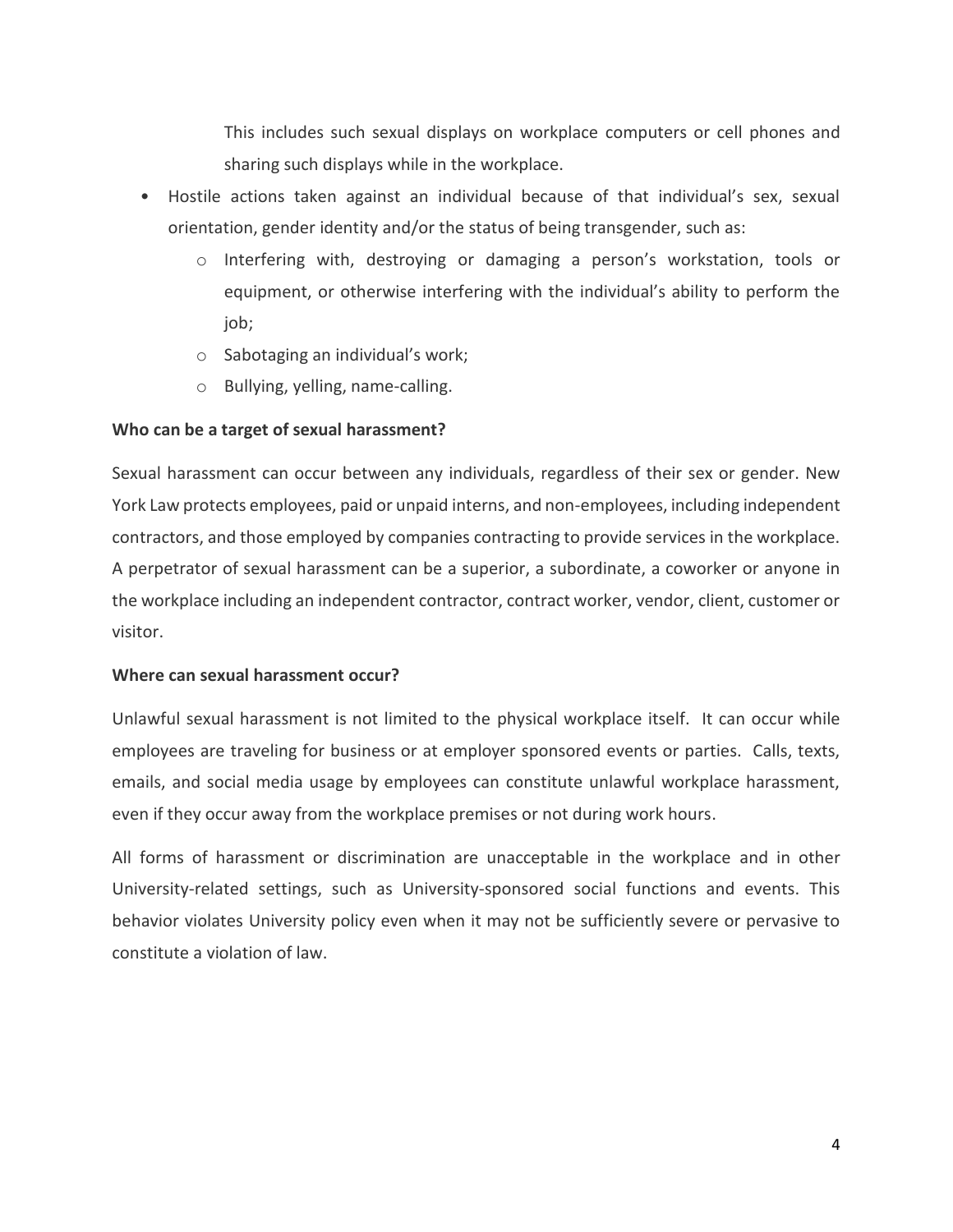This includes such sexual displays on workplace computers or cell phones and sharing such displays while in the workplace.

- Hostile actions taken against an individual because of that individual's sex, sexual orientation, gender identity and/or the status of being transgender, such as:
  - Interfering with, destroying or damaging a person's workstation, tools or equipment, or otherwise interfering with the individual's ability to perform the job;
  - Sabotaging an individual's work;
  - Bullying, yelling, name-calling.

**Who can be a target of sexual harassment?**

Sexual harassment can occur between any individuals, regardless of their sex or gender. New York Law protects employees, paid or unpaid interns, and non-employees, including independent contractors, and those employed by companies contracting to provide services in the workplace. A perpetrator of sexual harassment can be a superior, a subordinate, a coworker or anyone in the workplace including an independent contractor, contract worker, vendor, client, customer or visitor.

**Where can sexual harassment occur?**

Unlawful sexual harassment is not limited to the physical workplace itself. It can occur while employees are traveling for business or at employer sponsored events or parties. Calls, texts, emails, and social media usage by employees can constitute unlawful workplace harassment, even if they occur away from the workplace premises or not during work hours.

All forms of harassment or discrimination are unacceptable in the workplace and in other University-related settings, such as University-sponsored social functions and events. This behavior violates University policy even when it may not be sufficiently severe or pervasive to constitute a violation of law.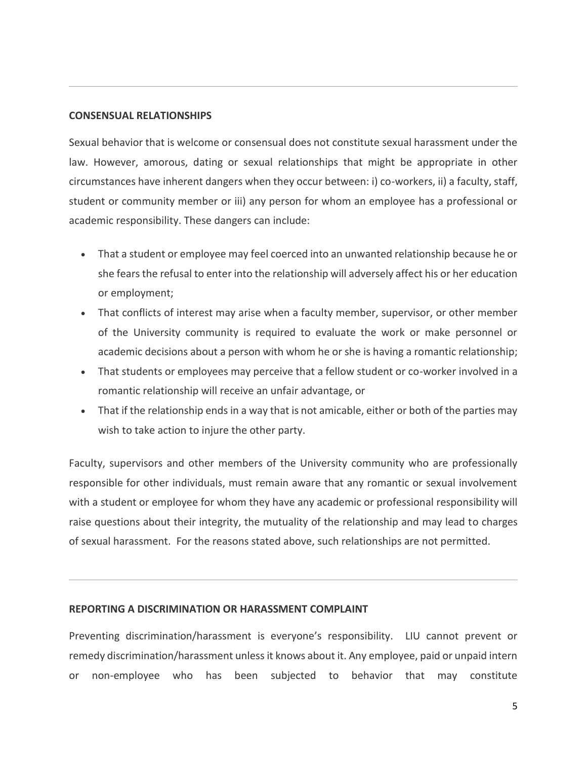## CONSENSUAL RELATIONSHIPS

Sexual behavior that is welcome or consensual does not constitute sexual harassment under the law. However, amorous, dating or sexual relationships that might be appropriate in other circumstances have inherent dangers when they occur between: i) co-workers, ii) a faculty, staff, student or community member or iii) any person for whom an employee has a professional or academic responsibility. These dangers can include:

- That a student or employee may feel coerced into an unwanted relationship because he or she fears the refusal to enter into the relationship will adversely affect his or her education or employment;
- That conflicts of interest may arise when a faculty member, supervisor, or other member of the University community is required to evaluate the work or make personnel or academic decisions about a person with whom he or she is having a romantic relationship;
- That students or employees may perceive that a fellow student or co-worker involved in a romantic relationship will receive an unfair advantage, or
- That if the relationship ends in a way that is not amicable, either or both of the parties may wish to take action to injure the other party.

Faculty, supervisors and other members of the University community who are professionally responsible for other individuals, must remain aware that any romantic or sexual involvement with a student or employee for whom they have any academic or professional responsibility will raise questions about their integrity, the mutuality of the relationship and may lead to charges of sexual harassment. For the reasons stated above, such relationships are not permitted.

---

## REPORTING A DISCRIMINATION OR HARASSMENT COMPLAINT

Preventing discrimination/harassment is everyone's responsibility. LIU cannot prevent or remedy discrimination/harassment unless it knows about it. Any employee, paid or unpaid intern or non-employee who has been subjected to behavior that may constitute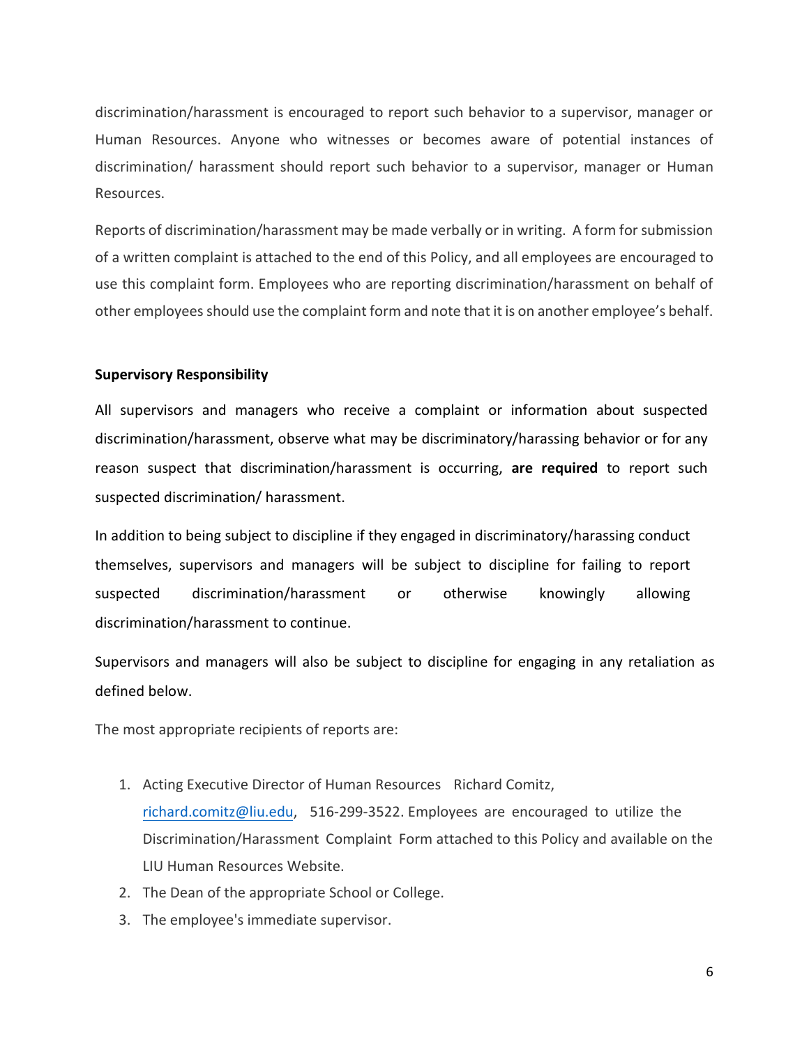discrimination/harassment is encouraged to report such behavior to a supervisor, manager or Human Resources. Anyone who witnesses or becomes aware of potential instances of discrimination/ harassment should report such behavior to a supervisor, manager or Human Resources.

Reports of discrimination/harassment may be made verbally or in writing. A form for submission of a written complaint is attached to the end of this Policy, and all employees are encouraged to use this complaint form. Employees who are reporting discrimination/harassment on behalf of other employees should use the complaint form and note that it is on another employee's behalf.

**Supervisory Responsibility**

All supervisors and managers who receive a complaint or information about suspected discrimination/harassment, observe what may be discriminatory/harassing behavior or for any reason suspect that discrimination/harassment is occurring, **are required** to report such suspected discrimination/ harassment.

In addition to being subject to discipline if they engaged in discriminatory/harassing conduct themselves, supervisors and managers will be subject to discipline for failing to report suspected discrimination/harassment or otherwise knowingly allowing discrimination/harassment to continue.

Supervisors and managers will also be subject to discipline for engaging in any retaliation as defined below.

The most appropriate recipients of reports are:

1. Acting Executive Director of Human Resources Richard Comitz, [richard.comitz@liu.edu](mailto:richard.comitz@liu.edu), 516-299-3522. Employees are encouraged to utilize the Discrimination/Harassment Complaint Form attached to this Policy and available on the LIU Human Resources Website.
2. The Dean of the appropriate School or College.
3. The employee's immediate supervisor.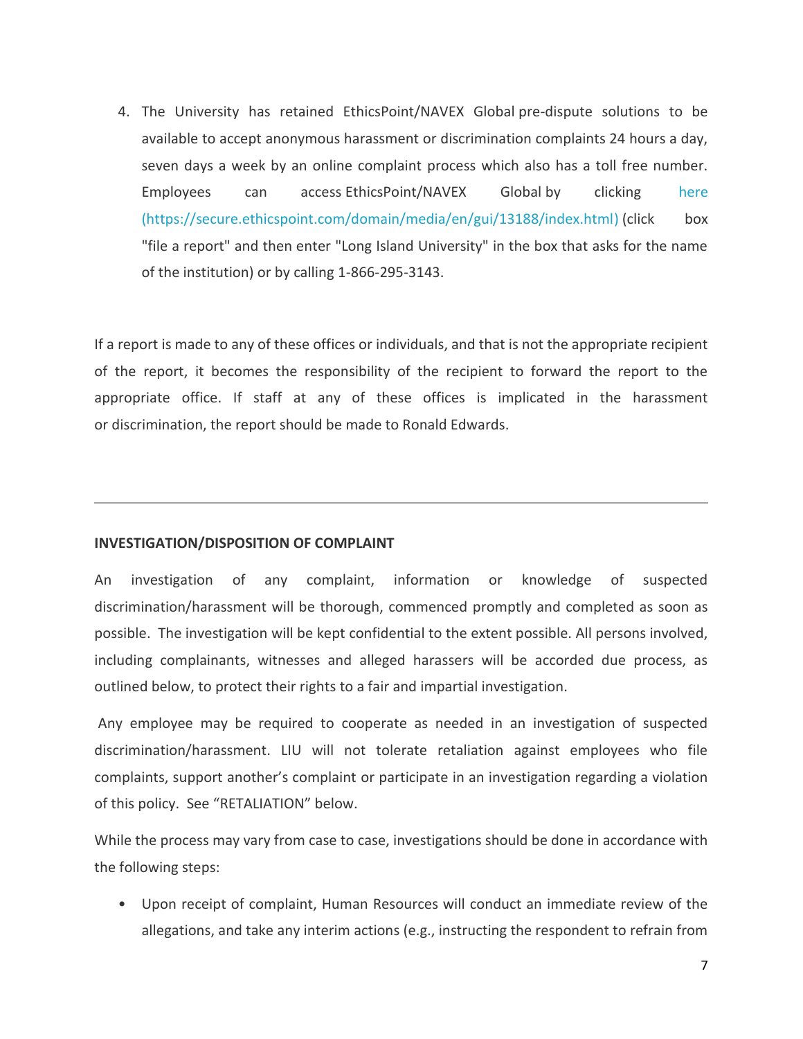4. The University has retained EthicsPoint/NAVEX Global pre-dispute solutions to be available to accept anonymous harassment or discrimination complaints 24 hours a day, seven days a week by an online complaint process which also has a toll free number. Employees can access EthicsPoint/NAVEX Global by clicking [here (https://secure.ethicspoint.com/domain/media/en/gui/13188/index.html)](https://secure.ethicspoint.com/domain/media/en/gui/13188/index.html) (click box "file a report" and then enter "Long Island University" in the box that asks for the name of the institution) or by calling 1-866-295-3143.

If a report is made to any of these offices or individuals, and that is not the appropriate recipient of the report, it becomes the responsibility of the recipient to forward the report to the appropriate office. If staff at any of these offices is implicated in the harassment or discrimination, the report should be made to Ronald Edwards.

---

**INVESTIGATION/DISPOSITION OF COMPLAINT**

An investigation of any complaint, information or knowledge of suspected discrimination/harassment will be thorough, commenced promptly and completed as soon as possible. The investigation will be kept confidential to the extent possible. All persons involved, including complainants, witnesses and alleged harassers will be accorded due process, as outlined below, to protect their rights to a fair and impartial investigation.

Any employee may be required to cooperate as needed in an investigation of suspected discrimination/harassment. LIU will not tolerate retaliation against employees who file complaints, support another's complaint or participate in an investigation regarding a violation of this policy. See "RETALIATION" below.

While the process may vary from case to case, investigations should be done in accordance with the following steps:

- Upon receipt of complaint, Human Resources will conduct an immediate review of the allegations, and take any interim actions (e.g., instructing the respondent to refrain from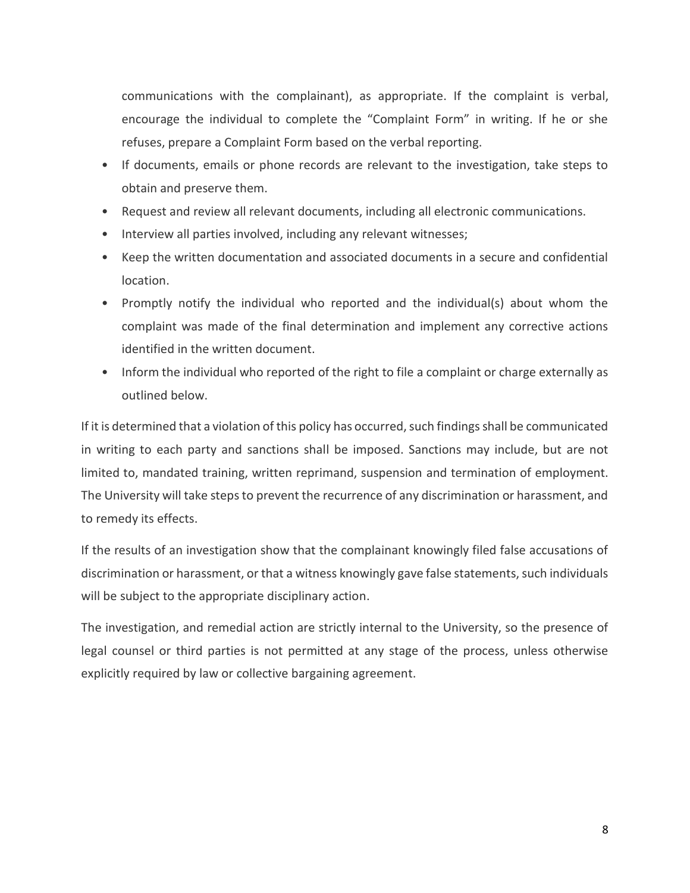communications with the complainant), as appropriate. If the complaint is verbal, encourage the individual to complete the "Complaint Form" in writing. If he or she refuses, prepare a Complaint Form based on the verbal reporting.

- If documents, emails or phone records are relevant to the investigation, take steps to obtain and preserve them.
- Request and review all relevant documents, including all electronic communications.
- Interview all parties involved, including any relevant witnesses;
- Keep the written documentation and associated documents in a secure and confidential location.
- Promptly notify the individual who reported and the individual(s) about whom the complaint was made of the final determination and implement any corrective actions identified in the written document.
- Inform the individual who reported of the right to file a complaint or charge externally as outlined below.

If it is determined that a violation of this policy has occurred, such findings shall be communicated in writing to each party and sanctions shall be imposed. Sanctions may include, but are not limited to, mandated training, written reprimand, suspension and termination of employment. The University will take steps to prevent the recurrence of any discrimination or harassment, and to remedy its effects.

If the results of an investigation show that the complainant knowingly filed false accusations of discrimination or harassment, or that a witness knowingly gave false statements, such individuals will be subject to the appropriate disciplinary action.

The investigation, and remedial action are strictly internal to the University, so the presence of legal counsel or third parties is not permitted at any stage of the process, unless otherwise explicitly required by law or collective bargaining agreement.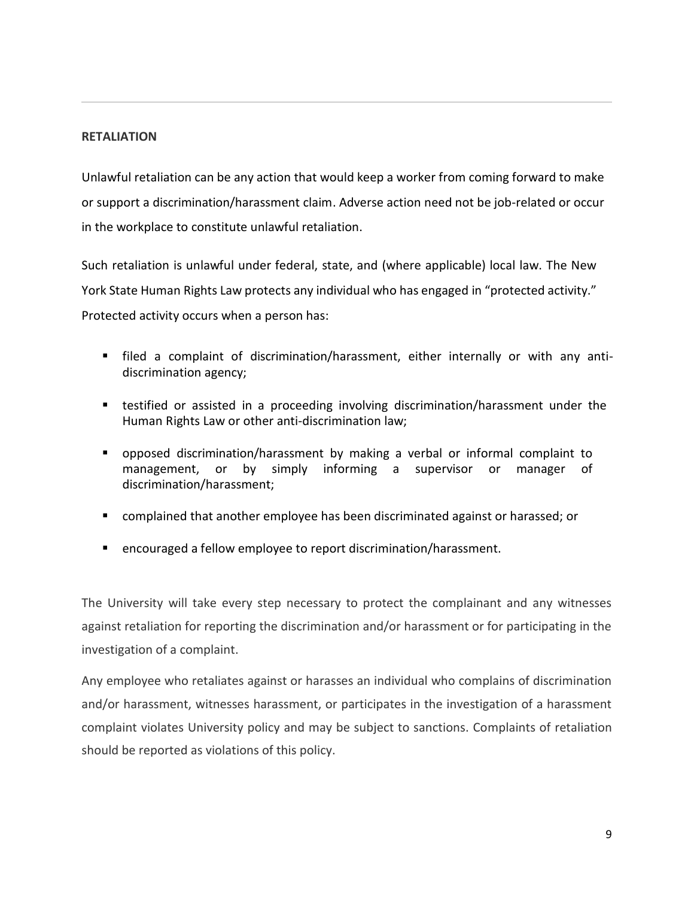## RETALIATION

Unlawful retaliation can be any action that would keep a worker from coming forward to make or support a discrimination/harassment claim. Adverse action need not be job-related or occur in the workplace to constitute unlawful retaliation.

Such retaliation is unlawful under federal, state, and (where applicable) local law. The New York State Human Rights Law protects any individual who has engaged in "protected activity." Protected activity occurs when a person has:

- filed a complaint of discrimination/harassment, either internally or with any anti-discrimination agency;
- testified or assisted in a proceeding involving discrimination/harassment under the Human Rights Law or other anti-discrimination law;
- opposed discrimination/harassment by making a verbal or informal complaint to management, or by simply informing a supervisor or manager of discrimination/harassment;
- complained that another employee has been discriminated against or harassed; or
- encouraged a fellow employee to report discrimination/harassment.

The University will take every step necessary to protect the complainant and any witnesses against retaliation for reporting the discrimination and/or harassment or for participating in the investigation of a complaint.

Any employee who retaliates against or harasses an individual who complains of discrimination and/or harassment, witnesses harassment, or participates in the investigation of a harassment complaint violates University policy and may be subject to sanctions. Complaints of retaliation should be reported as violations of this policy.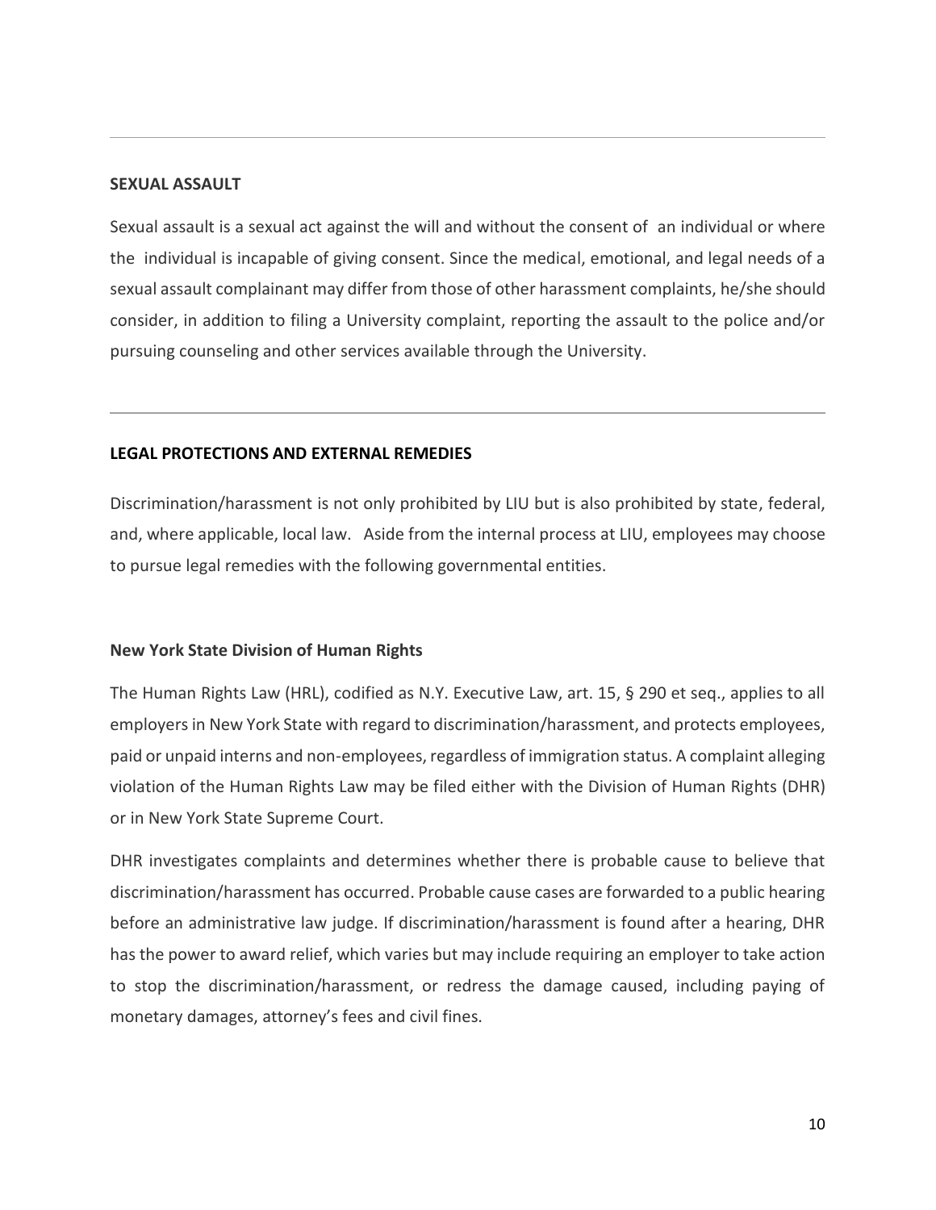## SEXUAL ASSAULT

Sexual assault is a sexual act against the will and without the consent of an individual or where the individual is incapable of giving consent. Since the medical, emotional, and legal needs of a sexual assault complainant may differ from those of other harassment complaints, he/she should consider, in addition to filing a University complaint, reporting the assault to the police and/or pursuing counseling and other services available through the University.

---

## LEGAL PROTECTIONS AND EXTERNAL REMEDIES

Discrimination/harassment is not only prohibited by LIU but is also prohibited by state, federal, and, where applicable, local law. Aside from the internal process at LIU, employees may choose to pursue legal remedies with the following governmental entities.

### New York State Division of Human Rights

The Human Rights Law (HRL), codified as N.Y. Executive Law, art. 15, § 290 et seq., applies to all employers in New York State with regard to discrimination/harassment, and protects employees, paid or unpaid interns and non-employees, regardless of immigration status. A complaint alleging violation of the Human Rights Law may be filed either with the Division of Human Rights (DHR) or in New York State Supreme Court.

DHR investigates complaints and determines whether there is probable cause to believe that discrimination/harassment has occurred. Probable cause cases are forwarded to a public hearing before an administrative law judge. If discrimination/harassment is found after a hearing, DHR has the power to award relief, which varies but may include requiring an employer to take action to stop the discrimination/harassment, or redress the damage caused, including paying of monetary damages, attorney's fees and civil fines.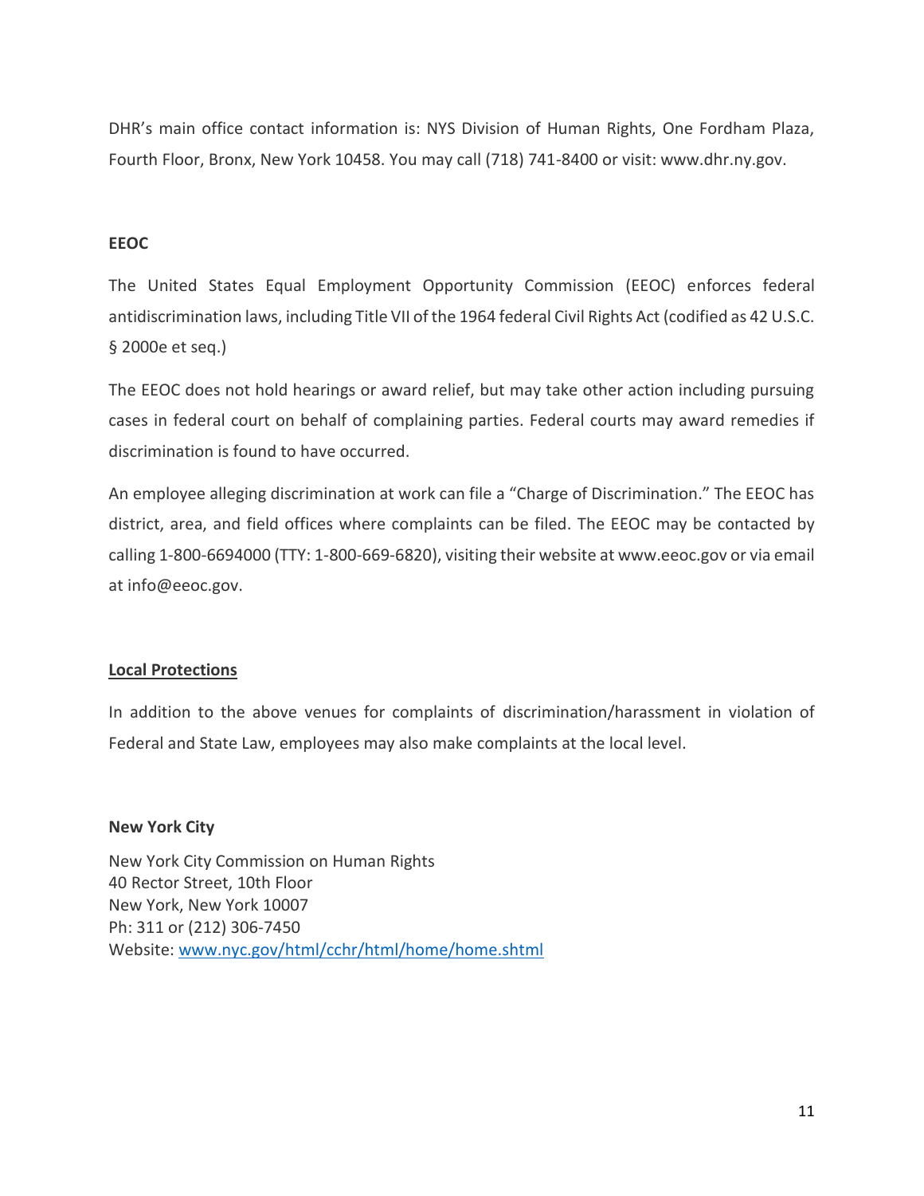DHR's main office contact information is: NYS Division of Human Rights, One Fordham Plaza, Fourth Floor, Bronx, New York 10458. You may call (718) 741-8400 or visit: www.dhr.ny.gov.

### EEOC

The United States Equal Employment Opportunity Commission (EEOC) enforces federal antidiscrimination laws, including Title VII of the 1964 federal Civil Rights Act (codified as 42 U.S.C. § 2000e et seq.)

The EEOC does not hold hearings or award relief, but may take other action including pursuing cases in federal court on behalf of complaining parties. Federal courts may award remedies if discrimination is found to have occurred.

An employee alleging discrimination at work can file a "Charge of Discrimination." The EEOC has district, area, and field offices where complaints can be filed. The EEOC may be contacted by calling 1-800-6694000 (TTY: 1-800-669-6820), visiting their website at www.eeoc.gov or via email at info@eeoc.gov.

## Local Protections

In addition to the above venues for complaints of discrimination/harassment in violation of Federal and State Law, employees may also make complaints at the local level.

### New York City

New York City Commission on Human Rights
40 Rector Street, 10th Floor
New York, New York 10007
Ph: 311 or (212) 306-7450
Website: [www.nyc.gov/html/cchr/html/home/home.shtml](www.nyc.gov/html/cchr/html/home/home.shtml)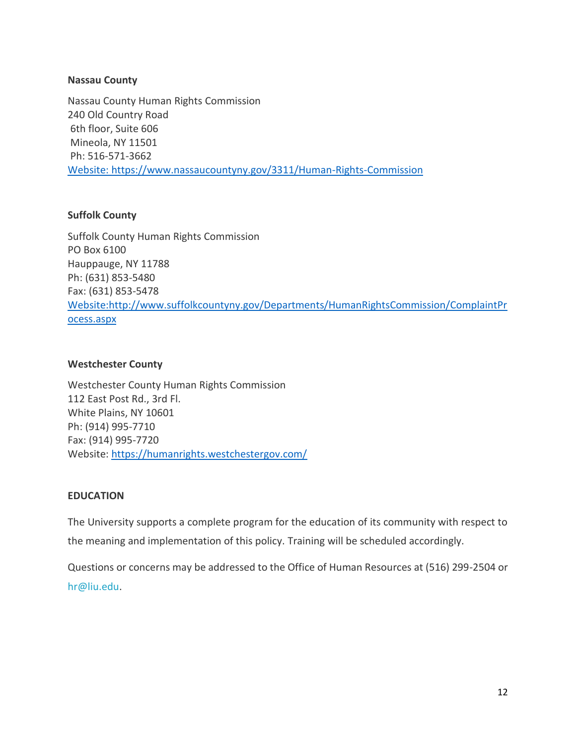**Nassau County**

Nassau County Human Rights Commission
240 Old Country Road
6th floor, Suite 606
Mineola, NY 11501
Ph: 516-571-3662
[Website: https://www.nassaucountyny.gov/3311/Human-Rights-Commission](https://www.nassaucountyny.gov/3311/Human-Rights-Commission)

**Suffolk County**

Suffolk County Human Rights Commission
PO Box 6100
Hauppauge, NY 11788
Ph: (631) 853-5480
Fax: (631) 853-5478
[Website:http://www.suffolkcountyny.gov/Departments/HumanRightsCommission/ComplaintProcess.aspx](http://www.suffolkcountyny.gov/Departments/HumanRightsCommission/ComplaintProcess.aspx)

**Westchester County**

Westchester County Human Rights Commission
112 East Post Rd., 3rd Fl.
White Plains, NY 10601
Ph: (914) 995-7710
Fax: (914) 995-7720
Website: [https://humanrights.westchestergov.com/](https://humanrights.westchestergov.com/)

**EDUCATION**

The University supports a complete program for the education of its community with respect to the meaning and implementation of this policy. Training will be scheduled accordingly.

Questions or concerns may be addressed to the Office of Human Resources at (516) 299-2504 or hr@liu.edu.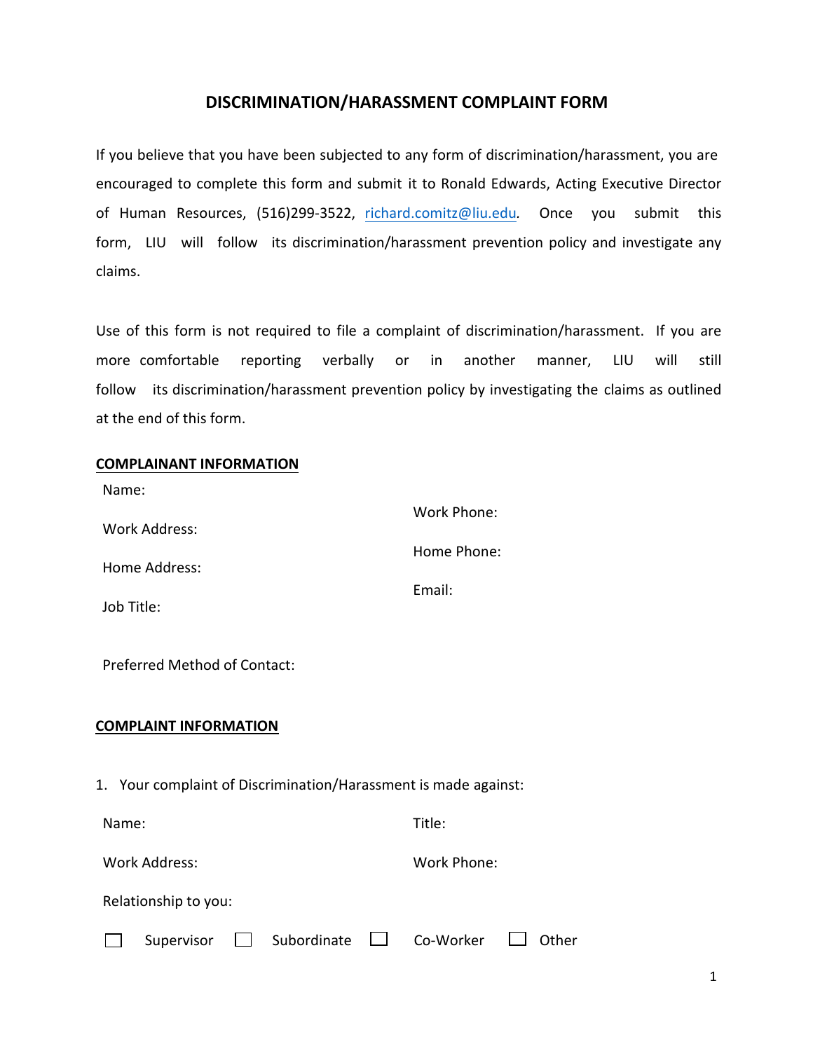# DISCRIMINATION/HARASSMENT COMPLAINT FORM

If you believe that you have been subjected to any form of discrimination/harassment, you are encouraged to complete this form and submit it to Ronald Edwards, Acting Executive Director of Human Resources, (516)299-3522, richard.comitz@liu.edu. Once you submit this form, LIU will follow its discrimination/harassment prevention policy and investigate any claims.

Use of this form is not required to file a complaint of discrimination/harassment. If you are more comfortable reporting verbally or in another manner, LIU will still follow its discrimination/harassment prevention policy by investigating the claims as outlined at the end of this form.

**COMPLAINANT INFORMATION**

Name:

Work Address:

Home Address:

Job Title:

Work Phone:

Home Phone:

Email:

Preferred Method of Contact:

**COMPLAINT INFORMATION**

1. Your complaint of Discrimination/Harassment is made against:

Name:

Title:

Work Address:

Work Phone:

Relationship to you:

☐ Supervisor ☐ Subordinate ☐ Co-Worker ☐ Other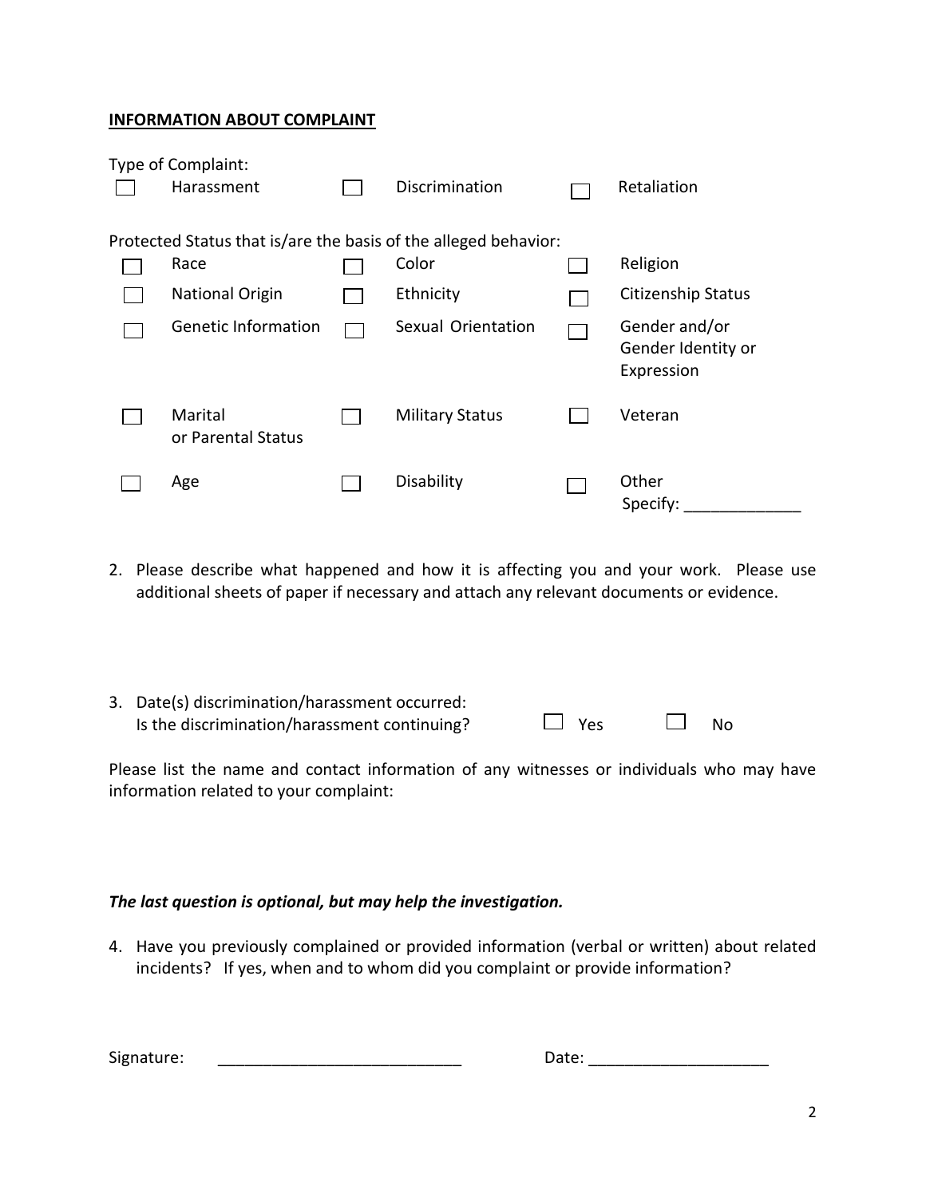**INFORMATION ABOUT COMPLAINT**

Type of Complaint:

| | | | | | |
|---|---|---|---|---|---|
| ☐ | Harassment | ☐ | Discrimination | ☐ | Retaliation |

Protected Status that is/are the basis of the alleged behavior:

| | | | | | |
|---|---|---|---|---|---|
| ☐ | Race | ☐ | Color | ☐ | Religion |
| ☐ | National Origin | ☐ | Ethnicity | ☐ | Citizenship Status |
| ☐ | Genetic Information | ☐ | Sexual Orientation | ☐ | Gender and/or Gender Identity or Expression |
| ☐ | Marital or Parental Status | ☐ | Military Status | ☐ | Veteran |
| ☐ | Age | ☐ | Disability | ☐ | Other Specify: _____________ |

2. Please describe what happened and how it is affecting you and your work. Please use additional sheets of paper if necessary and attach any relevant documents or evidence.

3. Date(s) discrimination/harassment occurred:
   Is the discrimination/harassment continuing? ☐ Yes ☐ No

Please list the name and contact information of any witnesses or individuals who may have information related to your complaint:

***The last question is optional, but may help the investigation.***

4. Have you previously complained or provided information (verbal or written) about related incidents? If yes, when and to whom did you complaint or provide information?

Signature: ___________________________ Date: ____________________